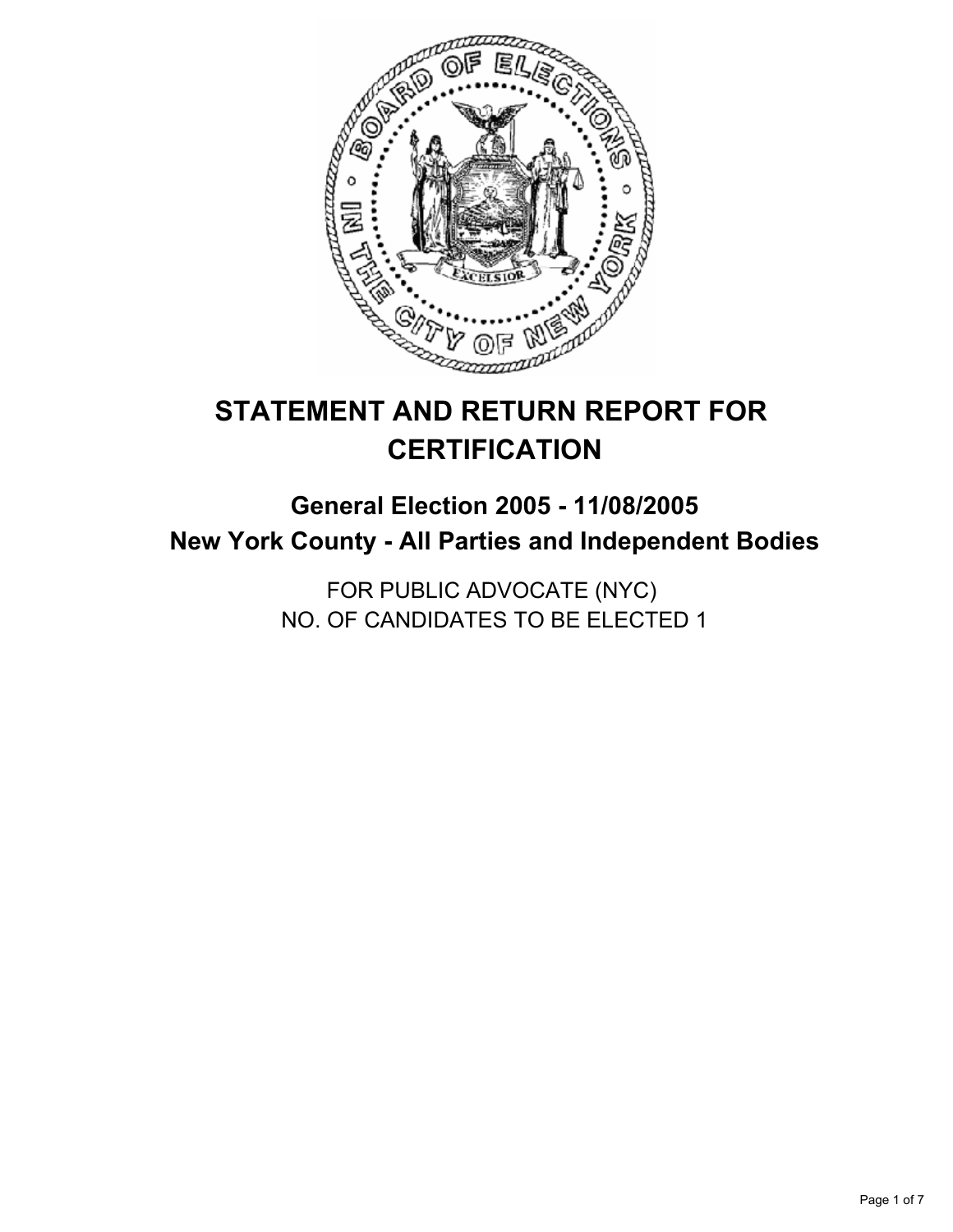# STATEMENT AND RETURN REPORT FOR CERTIFICATION

## General Election 2005 - 11/08/2005
## New York County - All Parties and Independent Bodies

FOR PUBLIC ADVOCATE (NYC)
NO. OF CANDIDATES TO BE ELECTED 1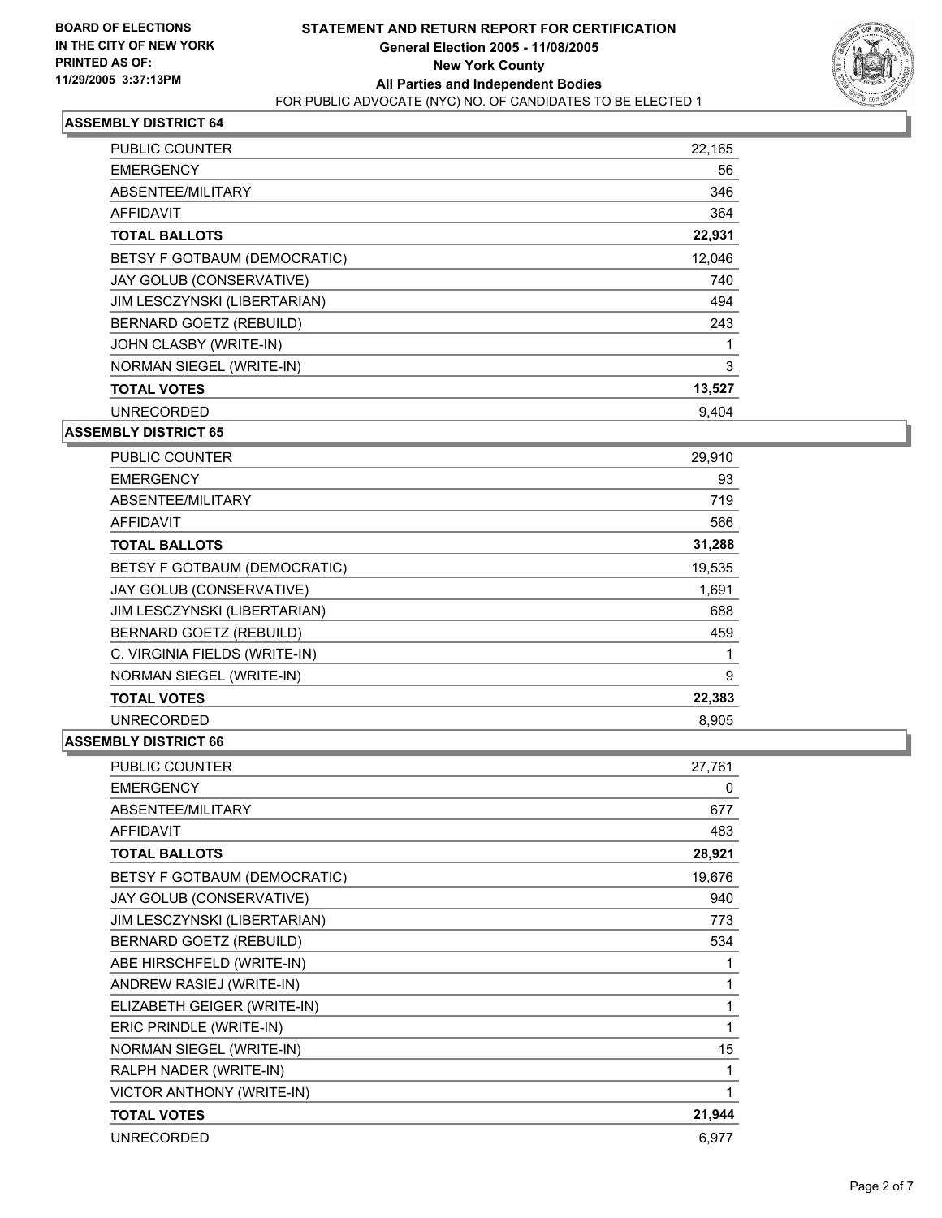**BOARD OF ELECTIONS IN THE CITY OF NEW YORK PRINTED AS OF: 11/29/2005 3:37:13PM**

# STATEMENT AND RETURN REPORT FOR CERTIFICATION

**General Election 2005 - 11/08/2005**
**New York County**
**All Parties and Independent Bodies**
FOR PUBLIC ADVOCATE (NYC) NO. OF CANDIDATES TO BE ELECTED 1

## ASSEMBLY DISTRICT 64

| | |
|---|---|
| PUBLIC COUNTER | 22,165 |
| EMERGENCY | 56 |
| ABSENTEE/MILITARY | 346 |
| AFFIDAVIT | 364 |
| **TOTAL BALLOTS** | **22,931** |
| BETSY F GOTBAUM (DEMOCRATIC) | 12,046 |
| JAY GOLUB (CONSERVATIVE) | 740 |
| JIM LESCZYNSKI (LIBERTARIAN) | 494 |
| BERNARD GOETZ (REBUILD) | 243 |
| JOHN CLASBY (WRITE-IN) | 1 |
| NORMAN SIEGEL (WRITE-IN) | 3 |
| **TOTAL VOTES** | **13,527** |
| UNRECORDED | 9,404 |

## ASSEMBLY DISTRICT 65

| | |
|---|---|
| PUBLIC COUNTER | 29,910 |
| EMERGENCY | 93 |
| ABSENTEE/MILITARY | 719 |
| AFFIDAVIT | 566 |
| **TOTAL BALLOTS** | **31,288** |
| BETSY F GOTBAUM (DEMOCRATIC) | 19,535 |
| JAY GOLUB (CONSERVATIVE) | 1,691 |
| JIM LESCZYNSKI (LIBERTARIAN) | 688 |
| BERNARD GOETZ (REBUILD) | 459 |
| C. VIRGINIA FIELDS (WRITE-IN) | 1 |
| NORMAN SIEGEL (WRITE-IN) | 9 |
| **TOTAL VOTES** | **22,383** |
| UNRECORDED | 8,905 |

## ASSEMBLY DISTRICT 66

| | |
|---|---|
| PUBLIC COUNTER | 27,761 |
| EMERGENCY | 0 |
| ABSENTEE/MILITARY | 677 |
| AFFIDAVIT | 483 |
| **TOTAL BALLOTS** | **28,921** |
| BETSY F GOTBAUM (DEMOCRATIC) | 19,676 |
| JAY GOLUB (CONSERVATIVE) | 940 |
| JIM LESCZYNSKI (LIBERTARIAN) | 773 |
| BERNARD GOETZ (REBUILD) | 534 |
| ABE HIRSCHFELD (WRITE-IN) | 1 |
| ANDREW RASIEJ (WRITE-IN) | 1 |
| ELIZABETH GEIGER (WRITE-IN) | 1 |
| ERIC PRINDLE (WRITE-IN) | 1 |
| NORMAN SIEGEL (WRITE-IN) | 15 |
| RALPH NADER (WRITE-IN) | 1 |
| VICTOR ANTHONY (WRITE-IN) | 1 |
| **TOTAL VOTES** | **21,944** |
| UNRECORDED | 6,977 |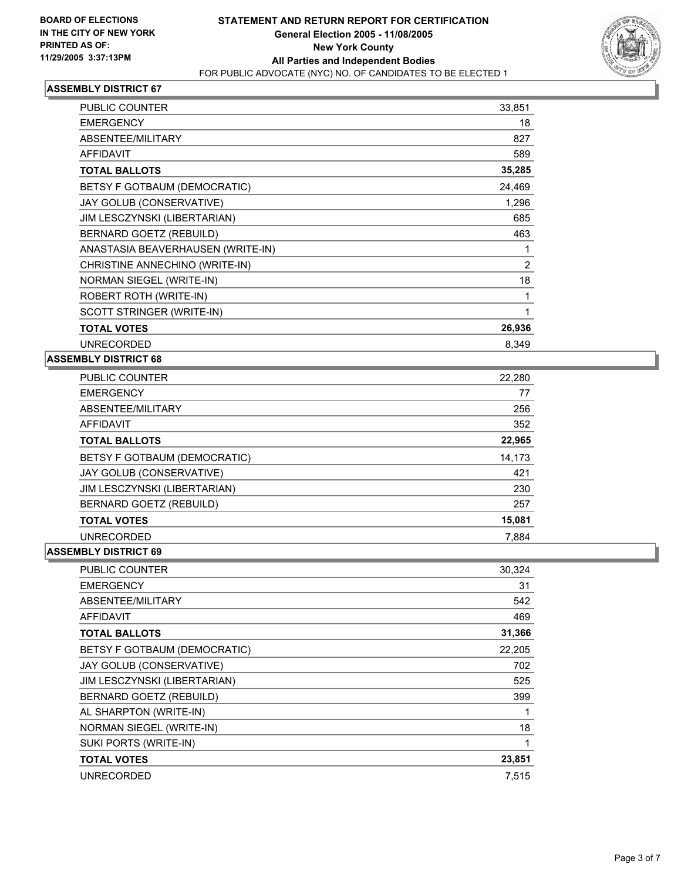**BOARD OF ELECTIONS IN THE CITY OF NEW YORK PRINTED AS OF: 11/29/2005 3:37:13PM**

# STATEMENT AND RETURN REPORT FOR CERTIFICATION
## General Election 2005 - 11/08/2005
## New York County
## All Parties and Independent Bodies
FOR PUBLIC ADVOCATE (NYC) NO. OF CANDIDATES TO BE ELECTED 1

### ASSEMBLY DISTRICT 67

| | |
|---|---|
| PUBLIC COUNTER | 33,851 |
| EMERGENCY | 18 |
| ABSENTEE/MILITARY | 827 |
| AFFIDAVIT | 589 |
| **TOTAL BALLOTS** | **35,285** |
| BETSY F GOTBAUM (DEMOCRATIC) | 24,469 |
| JAY GOLUB (CONSERVATIVE) | 1,296 |
| JIM LESCZYNSKI (LIBERTARIAN) | 685 |
| BERNARD GOETZ (REBUILD) | 463 |
| ANASTASIA BEAVERHAUSEN (WRITE-IN) | 1 |
| CHRISTINE ANNECHINO (WRITE-IN) | 2 |
| NORMAN SIEGEL (WRITE-IN) | 18 |
| ROBERT ROTH (WRITE-IN) | 1 |
| SCOTT STRINGER (WRITE-IN) | 1 |
| **TOTAL VOTES** | **26,936** |
| UNRECORDED | 8,349 |

### ASSEMBLY DISTRICT 68

| | |
|---|---|
| PUBLIC COUNTER | 22,280 |
| EMERGENCY | 77 |
| ABSENTEE/MILITARY | 256 |
| AFFIDAVIT | 352 |
| **TOTAL BALLOTS** | **22,965** |
| BETSY F GOTBAUM (DEMOCRATIC) | 14,173 |
| JAY GOLUB (CONSERVATIVE) | 421 |
| JIM LESCZYNSKI (LIBERTARIAN) | 230 |
| BERNARD GOETZ (REBUILD) | 257 |
| **TOTAL VOTES** | **15,081** |
| UNRECORDED | 7,884 |

### ASSEMBLY DISTRICT 69

| | |
|---|---|
| PUBLIC COUNTER | 30,324 |
| EMERGENCY | 31 |
| ABSENTEE/MILITARY | 542 |
| AFFIDAVIT | 469 |
| **TOTAL BALLOTS** | **31,366** |
| BETSY F GOTBAUM (DEMOCRATIC) | 22,205 |
| JAY GOLUB (CONSERVATIVE) | 702 |
| JIM LESCZYNSKI (LIBERTARIAN) | 525 |
| BERNARD GOETZ (REBUILD) | 399 |
| AL SHARPTON (WRITE-IN) | 1 |
| NORMAN SIEGEL (WRITE-IN) | 18 |
| SUKI PORTS (WRITE-IN) | 1 |
| **TOTAL VOTES** | **23,851** |
| UNRECORDED | 7,515 |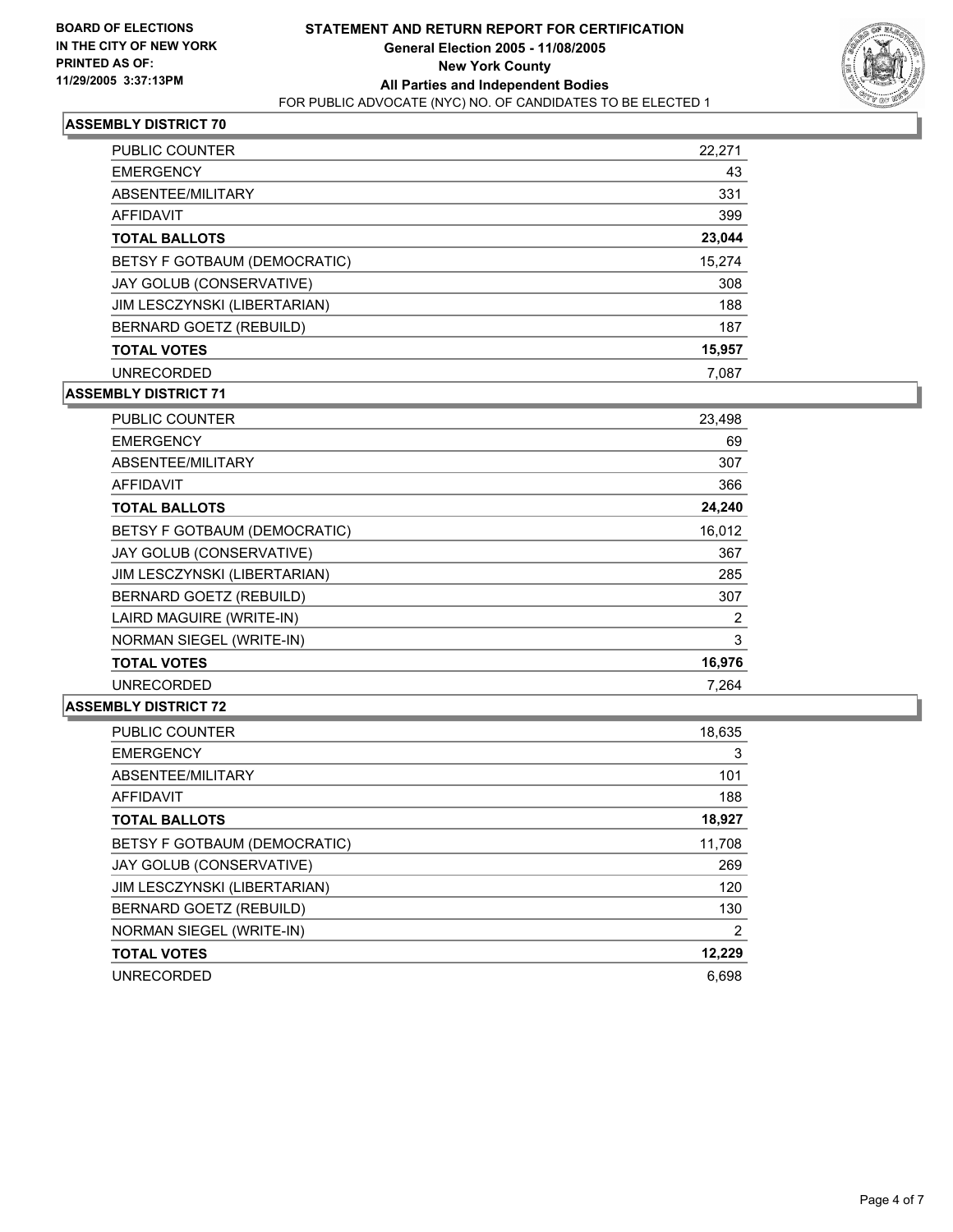**BOARD OF ELECTIONS IN THE CITY OF NEW YORK PRINTED AS OF: 11/29/2005 3:37:13PM**

# STATEMENT AND RETURN REPORT FOR CERTIFICATION
## General Election 2005 - 11/08/2005
## New York County
## All Parties and Independent Bodies
FOR PUBLIC ADVOCATE (NYC) NO. OF CANDIDATES TO BE ELECTED 1

### ASSEMBLY DISTRICT 70

| | |
|---|---|
| PUBLIC COUNTER | 22,271 |
| EMERGENCY | 43 |
| ABSENTEE/MILITARY | 331 |
| AFFIDAVIT | 399 |
| **TOTAL BALLOTS** | **23,044** |
| BETSY F GOTBAUM (DEMOCRATIC) | 15,274 |
| JAY GOLUB (CONSERVATIVE) | 308 |
| JIM LESCZYNSKI (LIBERTARIAN) | 188 |
| BERNARD GOETZ (REBUILD) | 187 |
| **TOTAL VOTES** | **15,957** |
| UNRECORDED | 7,087 |

### ASSEMBLY DISTRICT 71

| | |
|---|---|
| PUBLIC COUNTER | 23,498 |
| EMERGENCY | 69 |
| ABSENTEE/MILITARY | 307 |
| AFFIDAVIT | 366 |
| **TOTAL BALLOTS** | **24,240** |
| BETSY F GOTBAUM (DEMOCRATIC) | 16,012 |
| JAY GOLUB (CONSERVATIVE) | 367 |
| JIM LESCZYNSKI (LIBERTARIAN) | 285 |
| BERNARD GOETZ (REBUILD) | 307 |
| LAIRD MAGUIRE (WRITE-IN) | 2 |
| NORMAN SIEGEL (WRITE-IN) | 3 |
| **TOTAL VOTES** | **16,976** |
| UNRECORDED | 7,264 |

### ASSEMBLY DISTRICT 72

| | |
|---|---|
| PUBLIC COUNTER | 18,635 |
| EMERGENCY | 3 |
| ABSENTEE/MILITARY | 101 |
| AFFIDAVIT | 188 |
| **TOTAL BALLOTS** | **18,927** |
| BETSY F GOTBAUM (DEMOCRATIC) | 11,708 |
| JAY GOLUB (CONSERVATIVE) | 269 |
| JIM LESCZYNSKI (LIBERTARIAN) | 120 |
| BERNARD GOETZ (REBUILD) | 130 |
| NORMAN SIEGEL (WRITE-IN) | 2 |
| **TOTAL VOTES** | **12,229** |
| UNRECORDED | 6,698 |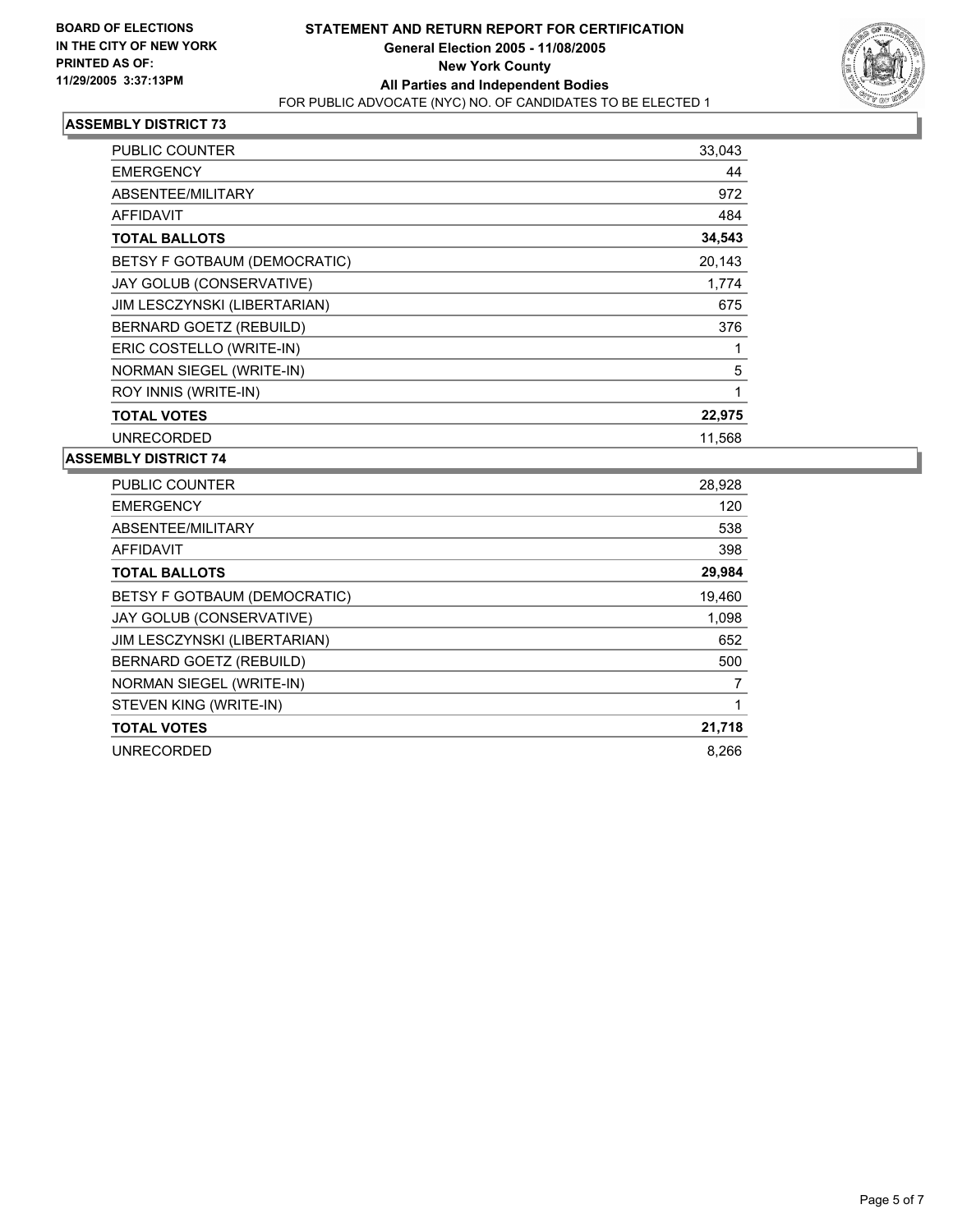**BOARD OF ELECTIONS IN THE CITY OF NEW YORK PRINTED AS OF: 11/29/2005 3:37:13PM**

# STATEMENT AND RETURN REPORT FOR CERTIFICATION
## General Election 2005 - 11/08/2005
## New York County
## All Parties and Independent Bodies
FOR PUBLIC ADVOCATE (NYC) NO. OF CANDIDATES TO BE ELECTED 1

### ASSEMBLY DISTRICT 73

| | |
|---|---|
| PUBLIC COUNTER | 33,043 |
| EMERGENCY | 44 |
| ABSENTEE/MILITARY | 972 |
| AFFIDAVIT | 484 |
| **TOTAL BALLOTS** | **34,543** |
| BETSY F GOTBAUM (DEMOCRATIC) | 20,143 |
| JAY GOLUB (CONSERVATIVE) | 1,774 |
| JIM LESCZYNSKI (LIBERTARIAN) | 675 |
| BERNARD GOETZ (REBUILD) | 376 |
| ERIC COSTELLO (WRITE-IN) | 1 |
| NORMAN SIEGEL (WRITE-IN) | 5 |
| ROY INNIS (WRITE-IN) | 1 |
| **TOTAL VOTES** | **22,975** |
| UNRECORDED | 11,568 |

### ASSEMBLY DISTRICT 74

| | |
|---|---|
| PUBLIC COUNTER | 28,928 |
| EMERGENCY | 120 |
| ABSENTEE/MILITARY | 538 |
| AFFIDAVIT | 398 |
| **TOTAL BALLOTS** | **29,984** |
| BETSY F GOTBAUM (DEMOCRATIC) | 19,460 |
| JAY GOLUB (CONSERVATIVE) | 1,098 |
| JIM LESCZYNSKI (LIBERTARIAN) | 652 |
| BERNARD GOETZ (REBUILD) | 500 |
| NORMAN SIEGEL (WRITE-IN) | 7 |
| STEVEN KING (WRITE-IN) | 1 |
| **TOTAL VOTES** | **21,718** |
| UNRECORDED | 8,266 |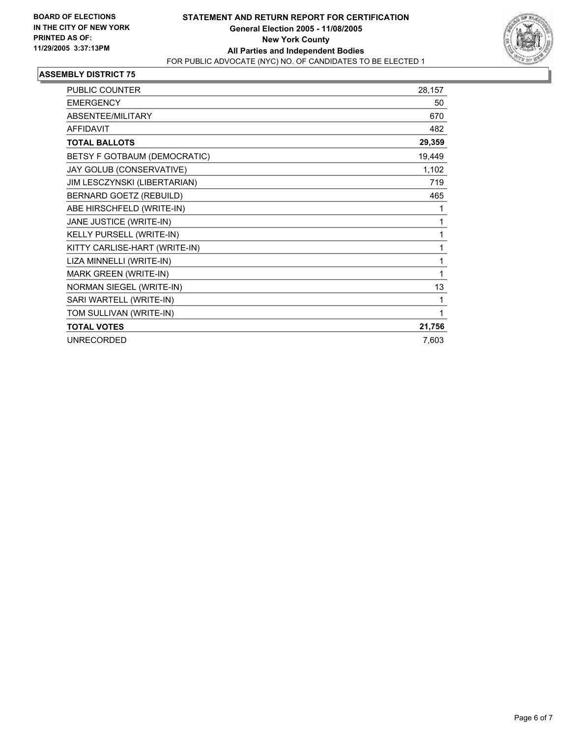**BOARD OF ELECTIONS IN THE CITY OF NEW YORK PRINTED AS OF: 11/29/2005 3:37:13PM**

# STATEMENT AND RETURN REPORT FOR CERTIFICATION
## General Election 2005 - 11/08/2005
## New York County
## All Parties and Independent Bodies

FOR PUBLIC ADVOCATE (NYC) NO. OF CANDIDATES TO BE ELECTED 1

### ASSEMBLY DISTRICT 75

| | |
|---|---|
| PUBLIC COUNTER | 28,157 |
| EMERGENCY | 50 |
| ABSENTEE/MILITARY | 670 |
| AFFIDAVIT | 482 |
| **TOTAL BALLOTS** | **29,359** |
| BETSY F GOTBAUM (DEMOCRATIC) | 19,449 |
| JAY GOLUB (CONSERVATIVE) | 1,102 |
| JIM LESCZYNSKI (LIBERTARIAN) | 719 |
| BERNARD GOETZ (REBUILD) | 465 |
| ABE HIRSCHFELD (WRITE-IN) | 1 |
| JANE JUSTICE (WRITE-IN) | 1 |
| KELLY PURSELL (WRITE-IN) | 1 |
| KITTY CARLISE-HART (WRITE-IN) | 1 |
| LIZA MINNELLI (WRITE-IN) | 1 |
| MARK GREEN (WRITE-IN) | 1 |
| NORMAN SIEGEL (WRITE-IN) | 13 |
| SARI WARTELL (WRITE-IN) | 1 |
| TOM SULLIVAN (WRITE-IN) | 1 |
| **TOTAL VOTES** | **21,756** |
| UNRECORDED | 7,603 |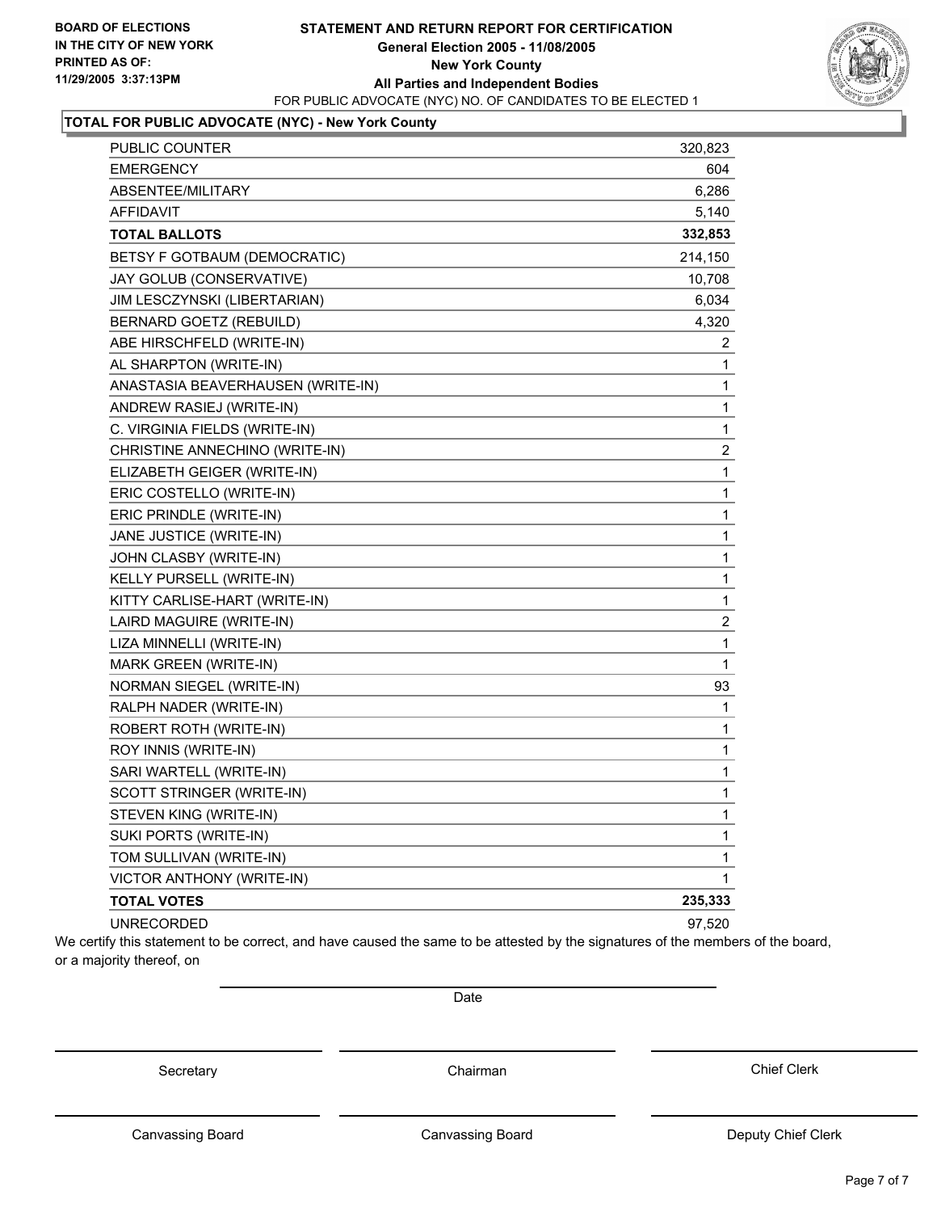**BOARD OF ELECTIONS IN THE CITY OF NEW YORK**
**PRINTED AS OF: 11/29/2005 3:37:13PM**

# STATEMENT AND RETURN REPORT FOR CERTIFICATION

**General Election 2005 - 11/08/2005**
**New York County**
**All Parties and Independent Bodies**
FOR PUBLIC ADVOCATE (NYC) NO. OF CANDIDATES TO BE ELECTED 1

## TOTAL FOR PUBLIC ADVOCATE (NYC) - New York County

| | |
|---|---|
| PUBLIC COUNTER | 320,823 |
| EMERGENCY | 604 |
| ABSENTEE/MILITARY | 6,286 |
| AFFIDAVIT | 5,140 |
| **TOTAL BALLOTS** | **332,853** |
| BETSY F GOTBAUM (DEMOCRATIC) | 214,150 |
| JAY GOLUB (CONSERVATIVE) | 10,708 |
| JIM LESCZYNSKI (LIBERTARIAN) | 6,034 |
| BERNARD GOETZ (REBUILD) | 4,320 |
| ABE HIRSCHFELD (WRITE-IN) | 2 |
| AL SHARPTON (WRITE-IN) | 1 |
| ANASTASIA BEAVERHAUSEN (WRITE-IN) | 1 |
| ANDREW RASIEJ (WRITE-IN) | 1 |
| C. VIRGINIA FIELDS (WRITE-IN) | 1 |
| CHRISTINE ANNECHINO (WRITE-IN) | 2 |
| ELIZABETH GEIGER (WRITE-IN) | 1 |
| ERIC COSTELLO (WRITE-IN) | 1 |
| ERIC PRINDLE (WRITE-IN) | 1 |
| JANE JUSTICE (WRITE-IN) | 1 |
| JOHN CLASBY (WRITE-IN) | 1 |
| KELLY PURSELL (WRITE-IN) | 1 |
| KITTY CARLISE-HART (WRITE-IN) | 1 |
| LAIRD MAGUIRE (WRITE-IN) | 2 |
| LIZA MINNELLI (WRITE-IN) | 1 |
| MARK GREEN (WRITE-IN) | 1 |
| NORMAN SIEGEL (WRITE-IN) | 93 |
| RALPH NADER (WRITE-IN) | 1 |
| ROBERT ROTH (WRITE-IN) | 1 |
| ROY INNIS (WRITE-IN) | 1 |
| SARI WARTELL (WRITE-IN) | 1 |
| SCOTT STRINGER (WRITE-IN) | 1 |
| STEVEN KING (WRITE-IN) | 1 |
| SUKI PORTS (WRITE-IN) | 1 |
| TOM SULLIVAN (WRITE-IN) | 1 |
| VICTOR ANTHONY (WRITE-IN) | 1 |
| **TOTAL VOTES** | **235,333** |
| UNRECORDED | 97,520 |

We certify this statement to be correct, and have caused the same to be attested by the signatures of the members of the board, or a majority thereof, on

Date

Secretary | Chairman | Chief Clerk

Canvassing Board | Canvassing Board | Deputy Chief Clerk